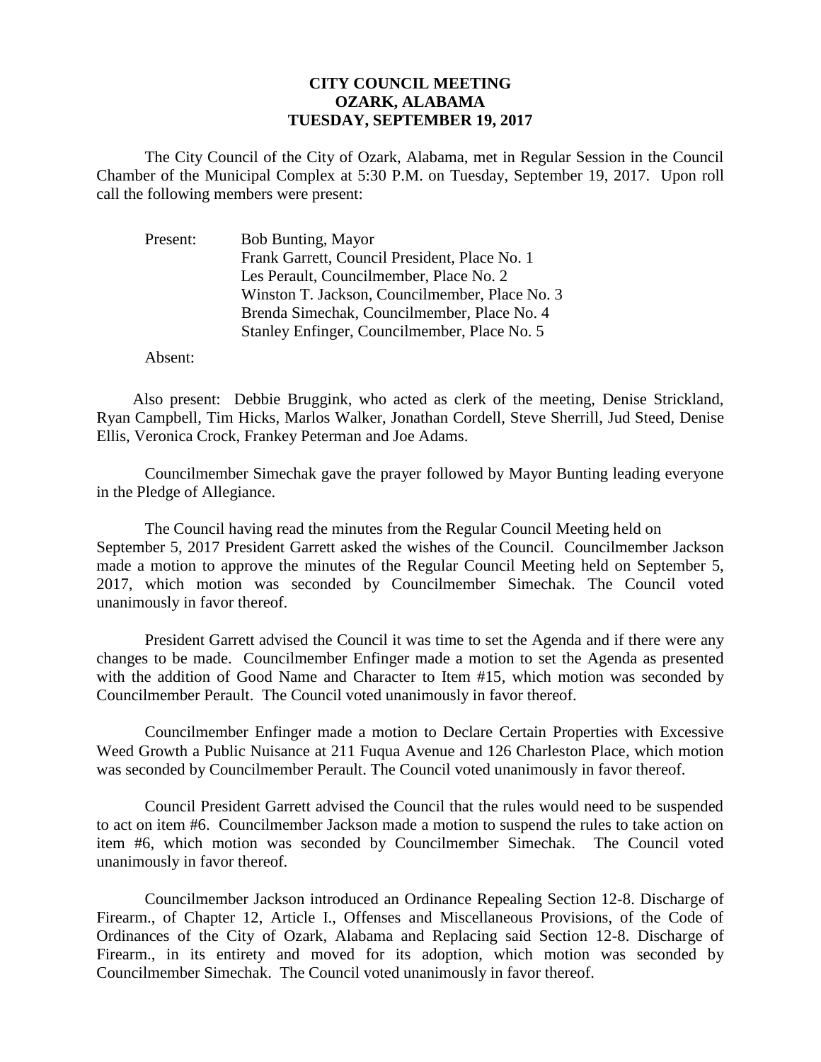**CITY COUNCIL MEETING**
**OZARK, ALABAMA**
**TUESDAY, SEPTEMBER 19, 2017**

The City Council of the City of Ozark, Alabama, met in Regular Session in the Council Chamber of the Municipal Complex at 5:30 P.M. on Tuesday, September 19, 2017. Upon roll call the following members were present:

Present: Bob Bunting, Mayor
Frank Garrett, Council President, Place No. 1
Les Perault, Councilmember, Place No. 2
Winston T. Jackson, Councilmember, Place No. 3
Brenda Simechak, Councilmember, Place No. 4
Stanley Enfinger, Councilmember, Place No. 5

Absent:

Also present: Debbie Bruggink, who acted as clerk of the meeting, Denise Strickland, Ryan Campbell, Tim Hicks, Marlos Walker, Jonathan Cordell, Steve Sherrill, Jud Steed, Denise Ellis, Veronica Crock, Frankey Peterman and Joe Adams.

Councilmember Simechak gave the prayer followed by Mayor Bunting leading everyone in the Pledge of Allegiance.

The Council having read the minutes from the Regular Council Meeting held on September 5, 2017 President Garrett asked the wishes of the Council. Councilmember Jackson made a motion to approve the minutes of the Regular Council Meeting held on September 5, 2017, which motion was seconded by Councilmember Simechak. The Council voted unanimously in favor thereof.

President Garrett advised the Council it was time to set the Agenda and if there were any changes to be made. Councilmember Enfinger made a motion to set the Agenda as presented with the addition of Good Name and Character to Item #15, which motion was seconded by Councilmember Perault. The Council voted unanimously in favor thereof.

Councilmember Enfinger made a motion to Declare Certain Properties with Excessive Weed Growth a Public Nuisance at 211 Fuqua Avenue and 126 Charleston Place, which motion was seconded by Councilmember Perault. The Council voted unanimously in favor thereof.

Council President Garrett advised the Council that the rules would need to be suspended to act on item #6. Councilmember Jackson made a motion to suspend the rules to take action on item #6, which motion was seconded by Councilmember Simechak. The Council voted unanimously in favor thereof.

Councilmember Jackson introduced an Ordinance Repealing Section 12-8. Discharge of Firearm., of Chapter 12, Article I., Offenses and Miscellaneous Provisions, of the Code of Ordinances of the City of Ozark, Alabama and Replacing said Section 12-8. Discharge of Firearm., in its entirety and moved for its adoption, which motion was seconded by Councilmember Simechak. The Council voted unanimously in favor thereof.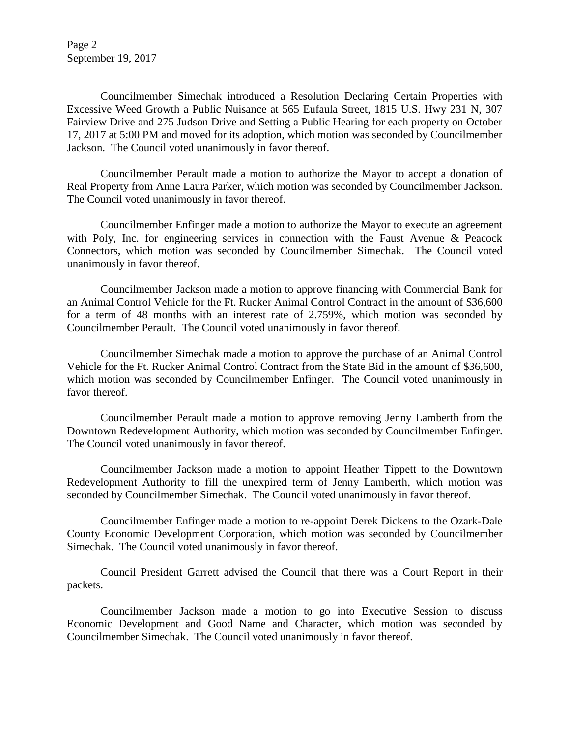Councilmember Simechak introduced a Resolution Declaring Certain Properties with Excessive Weed Growth a Public Nuisance at 565 Eufaula Street, 1815 U.S. Hwy 231 N, 307 Fairview Drive and 275 Judson Drive and Setting a Public Hearing for each property on October 17, 2017 at 5:00 PM and moved for its adoption, which motion was seconded by Councilmember Jackson. The Council voted unanimously in favor thereof.

Councilmember Perault made a motion to authorize the Mayor to accept a donation of Real Property from Anne Laura Parker, which motion was seconded by Councilmember Jackson. The Council voted unanimously in favor thereof.

Councilmember Enfinger made a motion to authorize the Mayor to execute an agreement with Poly, Inc. for engineering services in connection with the Faust Avenue & Peacock Connectors, which motion was seconded by Councilmember Simechak. The Council voted unanimously in favor thereof.

Councilmember Jackson made a motion to approve financing with Commercial Bank for an Animal Control Vehicle for the Ft. Rucker Animal Control Contract in the amount of $36,600 for a term of 48 months with an interest rate of 2.759%, which motion was seconded by Councilmember Perault. The Council voted unanimously in favor thereof.

Councilmember Simechak made a motion to approve the purchase of an Animal Control Vehicle for the Ft. Rucker Animal Control Contract from the State Bid in the amount of $36,600, which motion was seconded by Councilmember Enfinger. The Council voted unanimously in favor thereof.

Councilmember Perault made a motion to approve removing Jenny Lamberth from the Downtown Redevelopment Authority, which motion was seconded by Councilmember Enfinger. The Council voted unanimously in favor thereof.

Councilmember Jackson made a motion to appoint Heather Tippett to the Downtown Redevelopment Authority to fill the unexpired term of Jenny Lamberth, which motion was seconded by Councilmember Simechak. The Council voted unanimously in favor thereof.

Councilmember Enfinger made a motion to re-appoint Derek Dickens to the Ozark-Dale County Economic Development Corporation, which motion was seconded by Councilmember Simechak. The Council voted unanimously in favor thereof.

Council President Garrett advised the Council that there was a Court Report in their packets.

Councilmember Jackson made a motion to go into Executive Session to discuss Economic Development and Good Name and Character, which motion was seconded by Councilmember Simechak. The Council voted unanimously in favor thereof.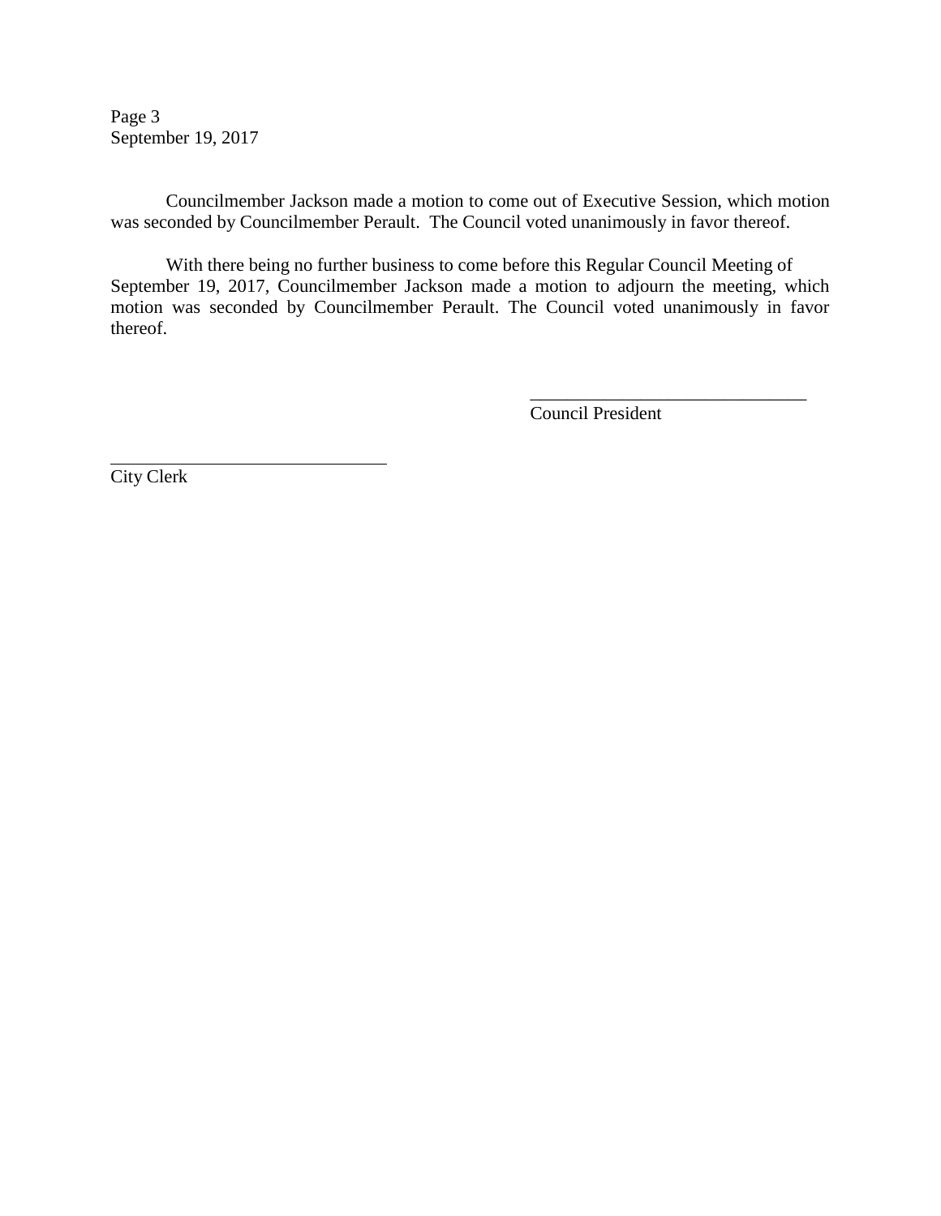Councilmember Jackson made a motion to come out of Executive Session, which motion was seconded by Councilmember Perault. The Council voted unanimously in favor thereof.

With there being no further business to come before this Regular Council Meeting of September 19, 2017, Councilmember Jackson made a motion to adjourn the meeting, which motion was seconded by Councilmember Perault. The Council voted unanimously in favor thereof.

\_\_\_\_\_\_\_\_\_\_\_\_\_\_\_\_\_\_\_\_\_\_\_\_\_\_\_\_\_\_\_

Council President

\_\_\_\_\_\_\_\_\_\_\_\_\_\_\_\_\_\_\_\_\_\_\_\_\_\_\_\_\_\_\_

City Clerk